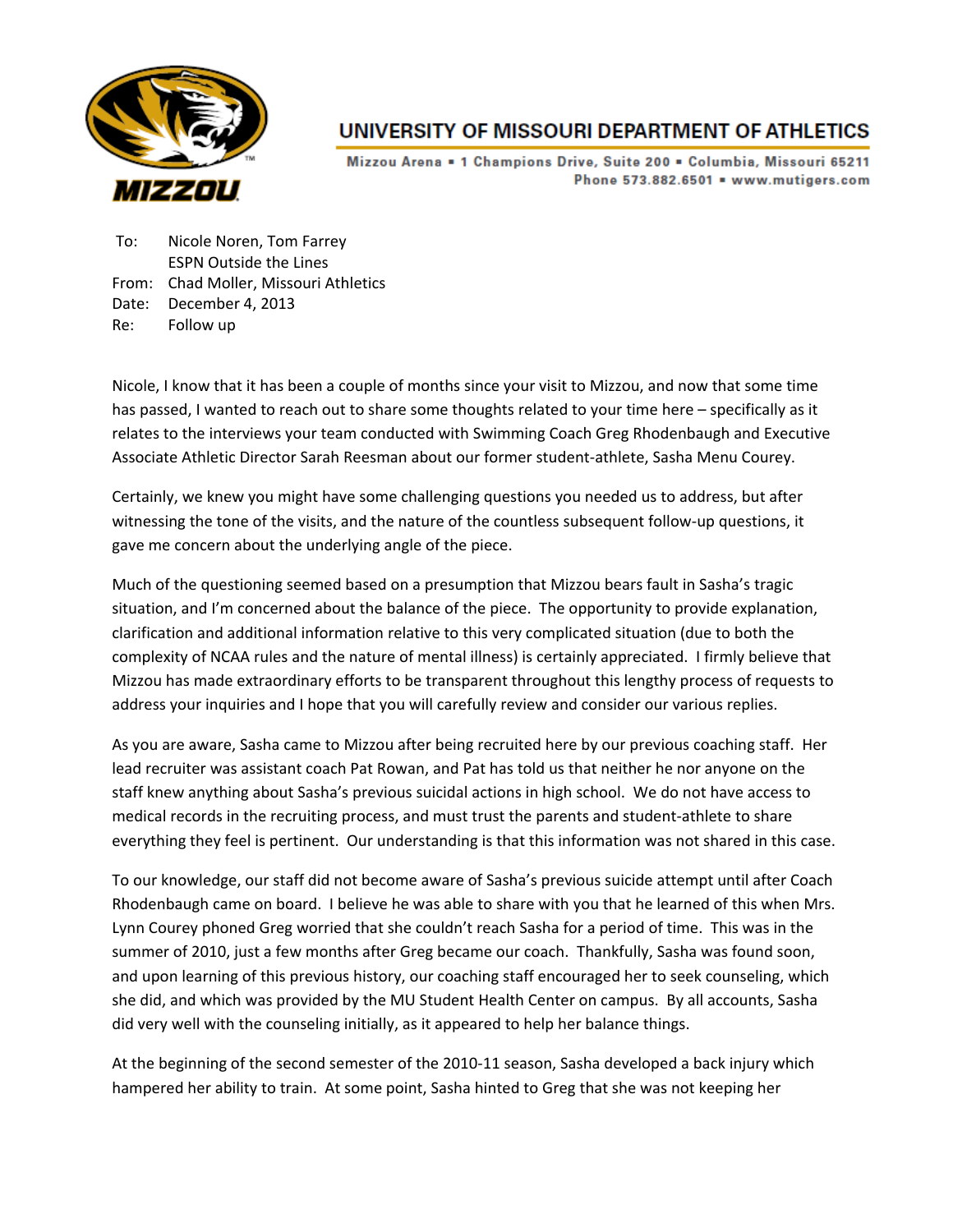# UNIVERSITY OF MISSOURI DEPARTMENT OF ATHLETICS

Mizzou Arena ▪ 1 Champions Drive, Suite 200 ▪ Columbia, Missouri 65211
Phone 573.882.6501 ▪ www.mutigers.com

To: Nicole Noren, Tom Farrey
ESPN Outside the Lines
From: Chad Moller, Missouri Athletics
Date: December 4, 2013
Re: Follow up

Nicole, I know that it has been a couple of months since your visit to Mizzou, and now that some time has passed, I wanted to reach out to share some thoughts related to your time here – specifically as it relates to the interviews your team conducted with Swimming Coach Greg Rhodenbaugh and Executive Associate Athletic Director Sarah Reesman about our former student-athlete, Sasha Menu Courey.

Certainly, we knew you might have some challenging questions you needed us to address, but after witnessing the tone of the visits, and the nature of the countless subsequent follow-up questions, it gave me concern about the underlying angle of the piece.

Much of the questioning seemed based on a presumption that Mizzou bears fault in Sasha's tragic situation, and I'm concerned about the balance of the piece. The opportunity to provide explanation, clarification and additional information relative to this very complicated situation (due to both the complexity of NCAA rules and the nature of mental illness) is certainly appreciated. I firmly believe that Mizzou has made extraordinary efforts to be transparent throughout this lengthy process of requests to address your inquiries and I hope that you will carefully review and consider our various replies.

As you are aware, Sasha came to Mizzou after being recruited here by our previous coaching staff. Her lead recruiter was assistant coach Pat Rowan, and Pat has told us that neither he nor anyone on the staff knew anything about Sasha's previous suicidal actions in high school. We do not have access to medical records in the recruiting process, and must trust the parents and student-athlete to share everything they feel is pertinent. Our understanding is that this information was not shared in this case.

To our knowledge, our staff did not become aware of Sasha's previous suicide attempt until after Coach Rhodenbaugh came on board. I believe he was able to share with you that he learned of this when Mrs. Lynn Courey phoned Greg worried that she couldn't reach Sasha for a period of time. This was in the summer of 2010, just a few months after Greg became our coach. Thankfully, Sasha was found soon, and upon learning of this previous history, our coaching staff encouraged her to seek counseling, which she did, and which was provided by the MU Student Health Center on campus. By all accounts, Sasha did very well with the counseling initially, as it appeared to help her balance things.

At the beginning of the second semester of the 2010-11 season, Sasha developed a back injury which hampered her ability to train. At some point, Sasha hinted to Greg that she was not keeping her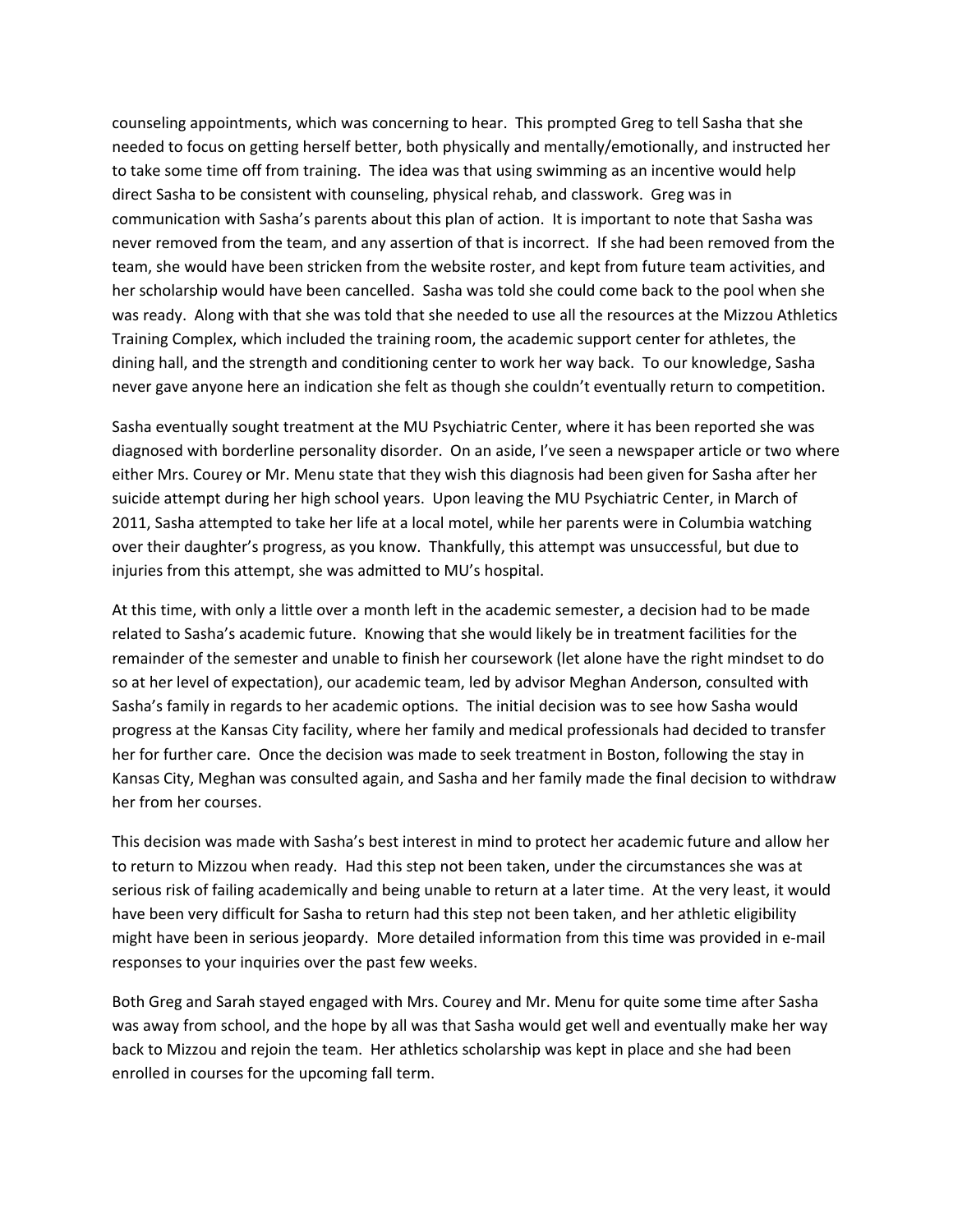counseling appointments, which was concerning to hear. This prompted Greg to tell Sasha that she needed to focus on getting herself better, both physically and mentally/emotionally, and instructed her to take some time off from training. The idea was that using swimming as an incentive would help direct Sasha to be consistent with counseling, physical rehab, and classwork. Greg was in communication with Sasha's parents about this plan of action. It is important to note that Sasha was never removed from the team, and any assertion of that is incorrect. If she had been removed from the team, she would have been stricken from the website roster, and kept from future team activities, and her scholarship would have been cancelled. Sasha was told she could come back to the pool when she was ready. Along with that she was told that she needed to use all the resources at the Mizzou Athletics Training Complex, which included the training room, the academic support center for athletes, the dining hall, and the strength and conditioning center to work her way back. To our knowledge, Sasha never gave anyone here an indication she felt as though she couldn't eventually return to competition.

Sasha eventually sought treatment at the MU Psychiatric Center, where it has been reported she was diagnosed with borderline personality disorder. On an aside, I've seen a newspaper article or two where either Mrs. Courey or Mr. Menu state that they wish this diagnosis had been given for Sasha after her suicide attempt during her high school years. Upon leaving the MU Psychiatric Center, in March of 2011, Sasha attempted to take her life at a local motel, while her parents were in Columbia watching over their daughter's progress, as you know. Thankfully, this attempt was unsuccessful, but due to injuries from this attempt, she was admitted to MU's hospital.

At this time, with only a little over a month left in the academic semester, a decision had to be made related to Sasha's academic future. Knowing that she would likely be in treatment facilities for the remainder of the semester and unable to finish her coursework (let alone have the right mindset to do so at her level of expectation), our academic team, led by advisor Meghan Anderson, consulted with Sasha's family in regards to her academic options. The initial decision was to see how Sasha would progress at the Kansas City facility, where her family and medical professionals had decided to transfer her for further care. Once the decision was made to seek treatment in Boston, following the stay in Kansas City, Meghan was consulted again, and Sasha and her family made the final decision to withdraw her from her courses.

This decision was made with Sasha's best interest in mind to protect her academic future and allow her to return to Mizzou when ready. Had this step not been taken, under the circumstances she was at serious risk of failing academically and being unable to return at a later time. At the very least, it would have been very difficult for Sasha to return had this step not been taken, and her athletic eligibility might have been in serious jeopardy. More detailed information from this time was provided in e-mail responses to your inquiries over the past few weeks.

Both Greg and Sarah stayed engaged with Mrs. Courey and Mr. Menu for quite some time after Sasha was away from school, and the hope by all was that Sasha would get well and eventually make her way back to Mizzou and rejoin the team. Her athletics scholarship was kept in place and she had been enrolled in courses for the upcoming fall term.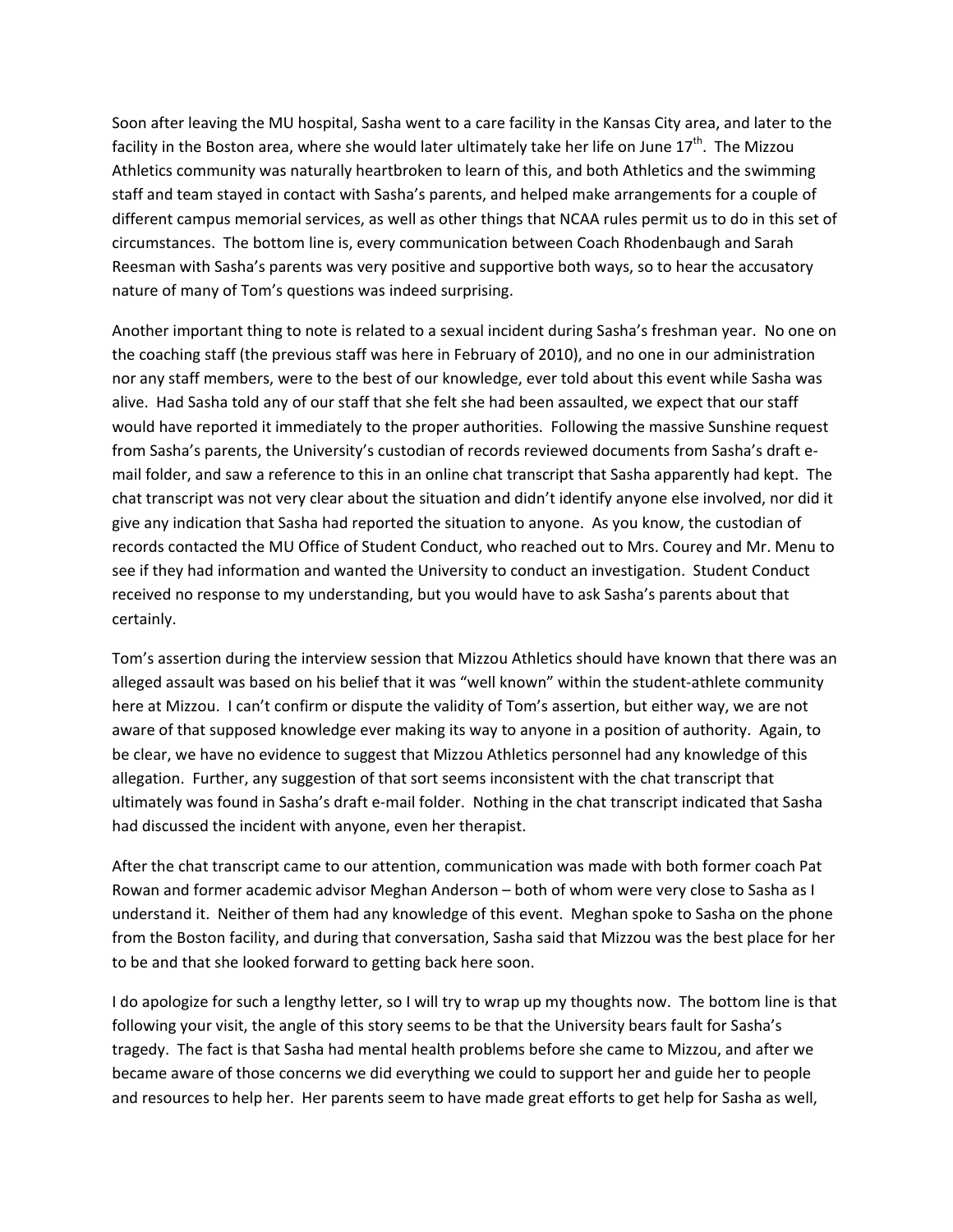Soon after leaving the MU hospital, Sasha went to a care facility in the Kansas City area, and later to the facility in the Boston area, where she would later ultimately take her life on June 17th. The Mizzou Athletics community was naturally heartbroken to learn of this, and both Athletics and the swimming staff and team stayed in contact with Sasha's parents, and helped make arrangements for a couple of different campus memorial services, as well as other things that NCAA rules permit us to do in this set of circumstances. The bottom line is, every communication between Coach Rhodenbaugh and Sarah Reesman with Sasha's parents was very positive and supportive both ways, so to hear the accusatory nature of many of Tom's questions was indeed surprising.

Another important thing to note is related to a sexual incident during Sasha's freshman year. No one on the coaching staff (the previous staff was here in February of 2010), and no one in our administration nor any staff members, were to the best of our knowledge, ever told about this event while Sasha was alive. Had Sasha told any of our staff that she felt she had been assaulted, we expect that our staff would have reported it immediately to the proper authorities. Following the massive Sunshine request from Sasha's parents, the University's custodian of records reviewed documents from Sasha's draft e-mail folder, and saw a reference to this in an online chat transcript that Sasha apparently had kept. The chat transcript was not very clear about the situation and didn't identify anyone else involved, nor did it give any indication that Sasha had reported the situation to anyone. As you know, the custodian of records contacted the MU Office of Student Conduct, who reached out to Mrs. Courey and Mr. Menu to see if they had information and wanted the University to conduct an investigation. Student Conduct received no response to my understanding, but you would have to ask Sasha's parents about that certainly.

Tom's assertion during the interview session that Mizzou Athletics should have known that there was an alleged assault was based on his belief that it was "well known" within the student-athlete community here at Mizzou. I can't confirm or dispute the validity of Tom's assertion, but either way, we are not aware of that supposed knowledge ever making its way to anyone in a position of authority. Again, to be clear, we have no evidence to suggest that Mizzou Athletics personnel had any knowledge of this allegation. Further, any suggestion of that sort seems inconsistent with the chat transcript that ultimately was found in Sasha's draft e-mail folder. Nothing in the chat transcript indicated that Sasha had discussed the incident with anyone, even her therapist.

After the chat transcript came to our attention, communication was made with both former coach Pat Rowan and former academic advisor Meghan Anderson – both of whom were very close to Sasha as I understand it. Neither of them had any knowledge of this event. Meghan spoke to Sasha on the phone from the Boston facility, and during that conversation, Sasha said that Mizzou was the best place for her to be and that she looked forward to getting back here soon.

I do apologize for such a lengthy letter, so I will try to wrap up my thoughts now. The bottom line is that following your visit, the angle of this story seems to be that the University bears fault for Sasha's tragedy. The fact is that Sasha had mental health problems before she came to Mizzou, and after we became aware of those concerns we did everything we could to support her and guide her to people and resources to help her. Her parents seem to have made great efforts to get help for Sasha as well,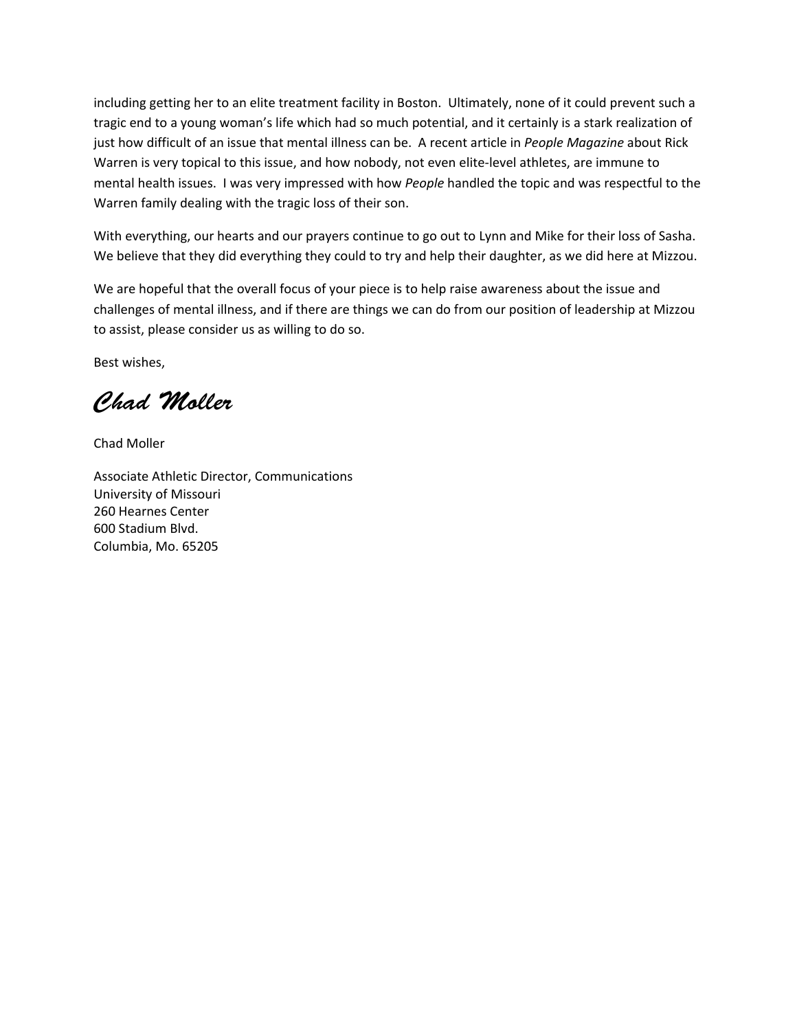including getting her to an elite treatment facility in Boston. Ultimately, none of it could prevent such a tragic end to a young woman's life which had so much potential, and it certainly is a stark realization of just how difficult of an issue that mental illness can be. A recent article in *People Magazine* about Rick Warren is very topical to this issue, and how nobody, not even elite-level athletes, are immune to mental health issues. I was very impressed with how *People* handled the topic and was respectful to the Warren family dealing with the tragic loss of their son.

With everything, our hearts and our prayers continue to go out to Lynn and Mike for their loss of Sasha. We believe that they did everything they could to try and help their daughter, as we did here at Mizzou.

We are hopeful that the overall focus of your piece is to help raise awareness about the issue and challenges of mental illness, and if there are things we can do from our position of leadership at Mizzou to assist, please consider us as willing to do so.

Best wishes,

*Chad Moller*

Chad Moller

Associate Athletic Director, Communications
University of Missouri
260 Hearnes Center
600 Stadium Blvd.
Columbia, Mo. 65205